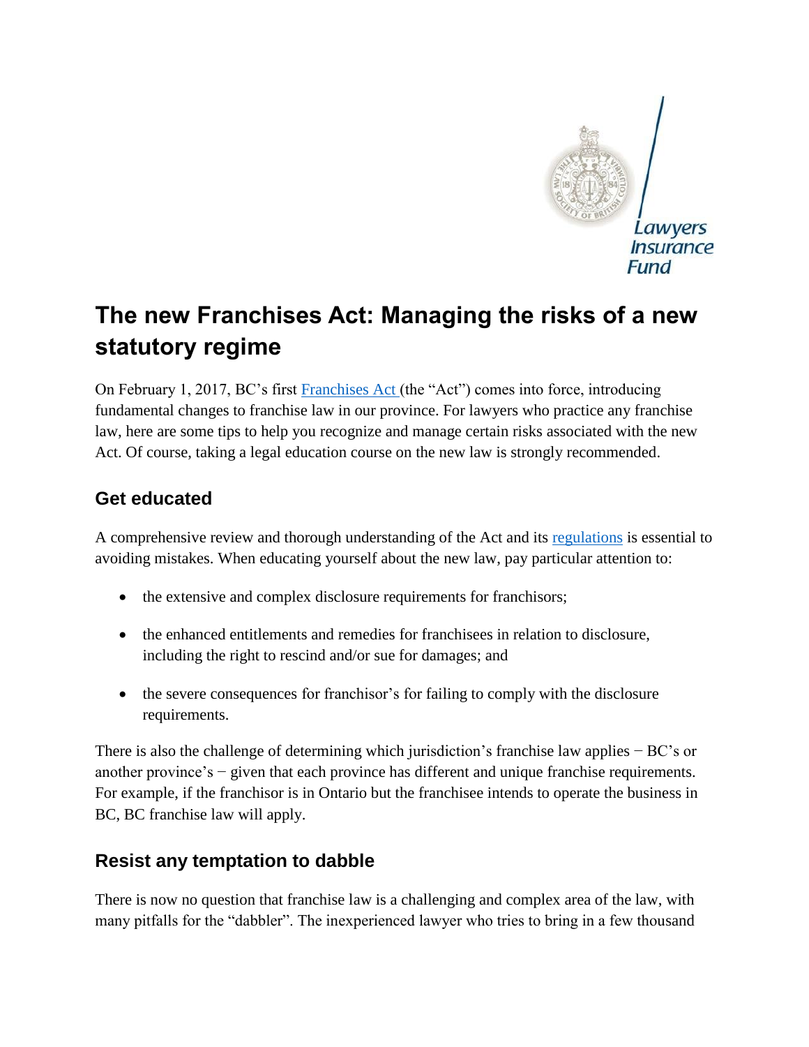# The new Franchises Act: Managing the risks of a new statutory regime

On February 1, 2017, BC's first [Franchises Act](#) (the "Act") comes into force, introducing fundamental changes to franchise law in our province. For lawyers who practice any franchise law, here are some tips to help you recognize and manage certain risks associated with the new Act. Of course, taking a legal education course on the new law is strongly recommended.

## Get educated

A comprehensive review and thorough understanding of the Act and its [regulations](#) is essential to avoiding mistakes. When educating yourself about the new law, pay particular attention to:

- the extensive and complex disclosure requirements for franchisors;
- the enhanced entitlements and remedies for franchisees in relation to disclosure, including the right to rescind and/or sue for damages; and
- the severe consequences for franchisor's for failing to comply with the disclosure requirements.

There is also the challenge of determining which jurisdiction's franchise law applies − BC's or another province's − given that each province has different and unique franchise requirements. For example, if the franchisor is in Ontario but the franchisee intends to operate the business in BC, BC franchise law will apply.

## Resist any temptation to dabble

There is now no question that franchise law is a challenging and complex area of the law, with many pitfalls for the "dabbler". The inexperienced lawyer who tries to bring in a few thousand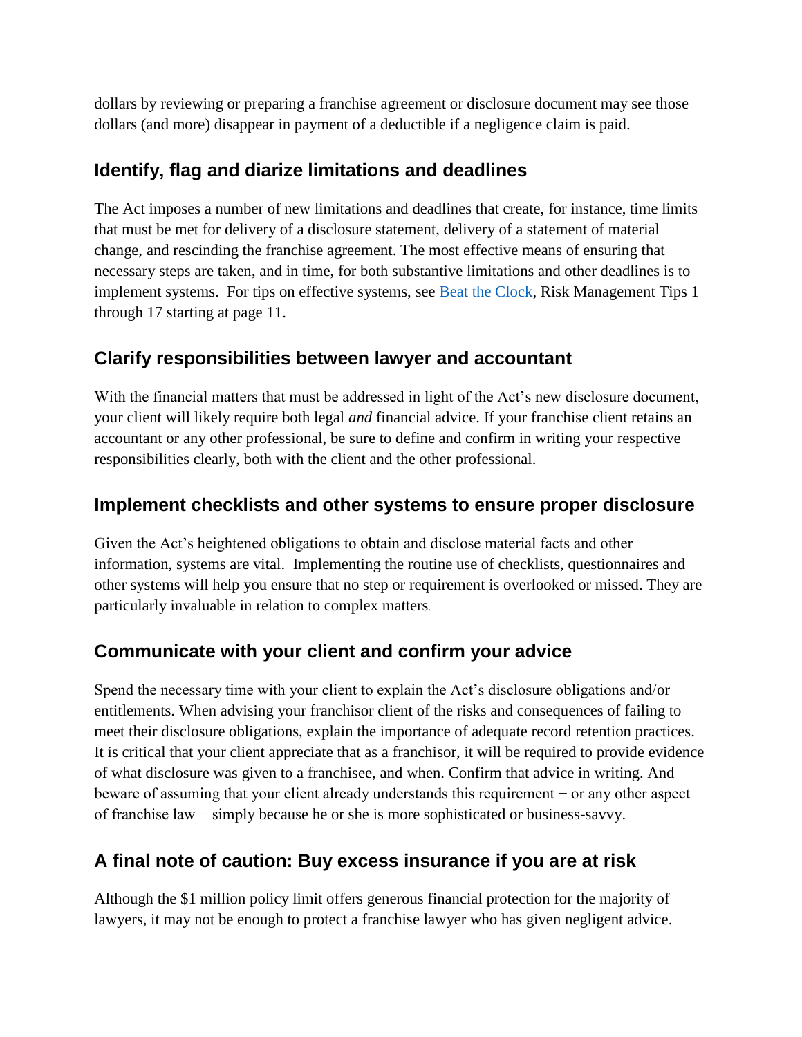dollars by reviewing or preparing a franchise agreement or disclosure document may see those dollars (and more) disappear in payment of a deductible if a negligence claim is paid.

## Identify, flag and diarize limitations and deadlines

The Act imposes a number of new limitations and deadlines that create, for instance, time limits that must be met for delivery of a disclosure statement, delivery of a statement of material change, and rescinding the franchise agreement. The most effective means of ensuring that necessary steps are taken, and in time, for both substantive limitations and other deadlines is to implement systems. For tips on effective systems, see [Beat the Clock], Risk Management Tips 1 through 17 starting at page 11.

## Clarify responsibilities between lawyer and accountant

With the financial matters that must be addressed in light of the Act's new disclosure document, your client will likely require both legal *and* financial advice. If your franchise client retains an accountant or any other professional, be sure to define and confirm in writing your respective responsibilities clearly, both with the client and the other professional.

## Implement checklists and other systems to ensure proper disclosure

Given the Act's heightened obligations to obtain and disclose material facts and other information, systems are vital. Implementing the routine use of checklists, questionnaires and other systems will help you ensure that no step or requirement is overlooked or missed. They are particularly invaluable in relation to complex matters.

## Communicate with your client and confirm your advice

Spend the necessary time with your client to explain the Act's disclosure obligations and/or entitlements. When advising your franchisor client of the risks and consequences of failing to meet their disclosure obligations, explain the importance of adequate record retention practices. It is critical that your client appreciate that as a franchisor, it will be required to provide evidence of what disclosure was given to a franchisee, and when. Confirm that advice in writing. And beware of assuming that your client already understands this requirement − or any other aspect of franchise law − simply because he or she is more sophisticated or business-savvy.

## A final note of caution: Buy excess insurance if you are at risk

Although the $1 million policy limit offers generous financial protection for the majority of lawyers, it may not be enough to protect a franchise lawyer who has given negligent advice.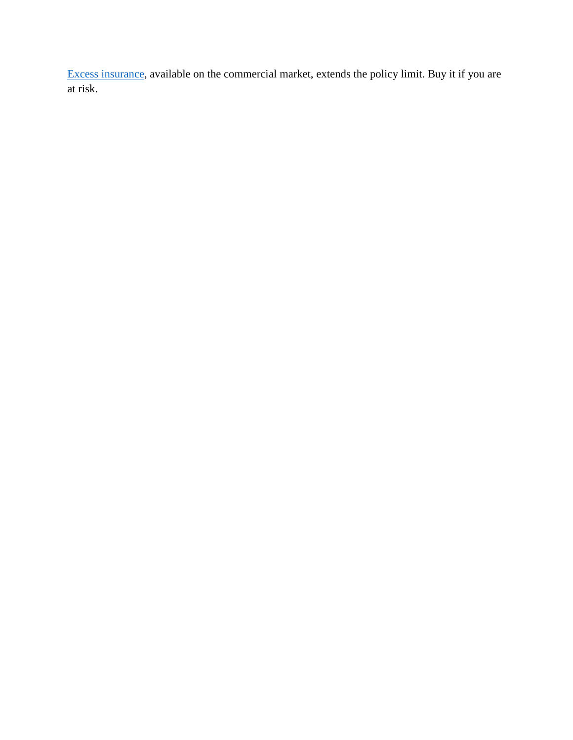[Excess insurance](), available on the commercial market, extends the policy limit. Buy it if you are at risk.